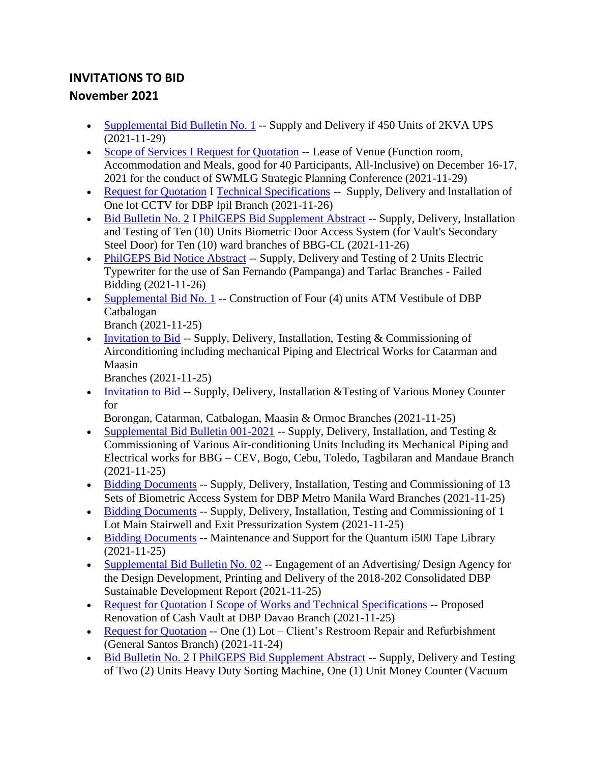## INVITATIONS TO BID

## November 2021

- Supplemental Bid Bulletin No. 1 -- Supply and Delivery if 450 Units of 2KVA UPS (2021-11-29)
- Scope of Services I Request for Quotation -- Lease of Venue (Function room, Accommodation and Meals, good for 40 Participants, All-Inclusive) on December 16-17, 2021 for the conduct of SWMLG Strategic Planning Conference (2021-11-29)
- Request for Quotation I Technical Specifications -- Supply, Delivery and lnstallation of One lot CCTV for DBP lpil Branch (2021-11-26)
- Bid Bulletin No. 2 I PhilGEPS Bid Supplement Abstract -- Supply, Delivery, lnstallation and Testing of Ten (10) Units Biometric Door Access System (for Vault's Secondary Steel Door) for Ten (10) ward branches of BBG-CL (2021-11-26)
- PhilGEPS Bid Notice Abstract -- Supply, Delivery and Testing of 2 Units Electric Typewriter for the use of San Fernando (Pampanga) and Tarlac Branches - Failed Bidding (2021-11-26)
- Supplemental Bid No. 1 -- Construction of Four (4) units ATM Vestibule of DBP Catbalogan Branch (2021-11-25)
- Invitation to Bid -- Supply, Delivery, Installation, Testing & Commissioning of Airconditioning including mechanical Piping and Electrical Works for Catarman and Maasin Branches (2021-11-25)
- Invitation to Bid -- Supply, Delivery, Installation &Testing of Various Money Counter for Borongan, Catarman, Catbalogan, Maasin & Ormoc Branches (2021-11-25)
- Supplemental Bid Bulletin 001-2021 -- Supply, Delivery, Installation, and Testing & Commissioning of Various Air-conditioning Units Including its Mechanical Piping and Electrical works for BBG – CEV, Bogo, Cebu, Toledo, Tagbilaran and Mandaue Branch (2021-11-25)
- Bidding Documents -- Supply, Delivery, Installation, Testing and Commissioning of 13 Sets of Biometric Access System for DBP Metro Manila Ward Branches (2021-11-25)
- Bidding Documents -- Supply, Delivery, Installation, Testing and Commissioning of 1 Lot Main Stairwell and Exit Pressurization System (2021-11-25)
- Bidding Documents -- Maintenance and Support for the Quantum i500 Tape Library (2021-11-25)
- Supplemental Bid Bulletin No. 02 -- Engagement of an Advertising/ Design Agency for the Design Development, Printing and Delivery of the 2018-202 Consolidated DBP Sustainable Development Report (2021-11-25)
- Request for Quotation I Scope of Works and Technical Specifications -- Proposed Renovation of Cash Vault at DBP Davao Branch (2021-11-25)
- Request for Quotation -- One (1) Lot – Client's Restroom Repair and Refurbishment (General Santos Branch) (2021-11-24)
- Bid Bulletin No. 2 I PhilGEPS Bid Supplement Abstract -- Supply, Delivery and Testing of Two (2) Units Heavy Duty Sorting Machine, One (1) Unit Money Counter (Vacuum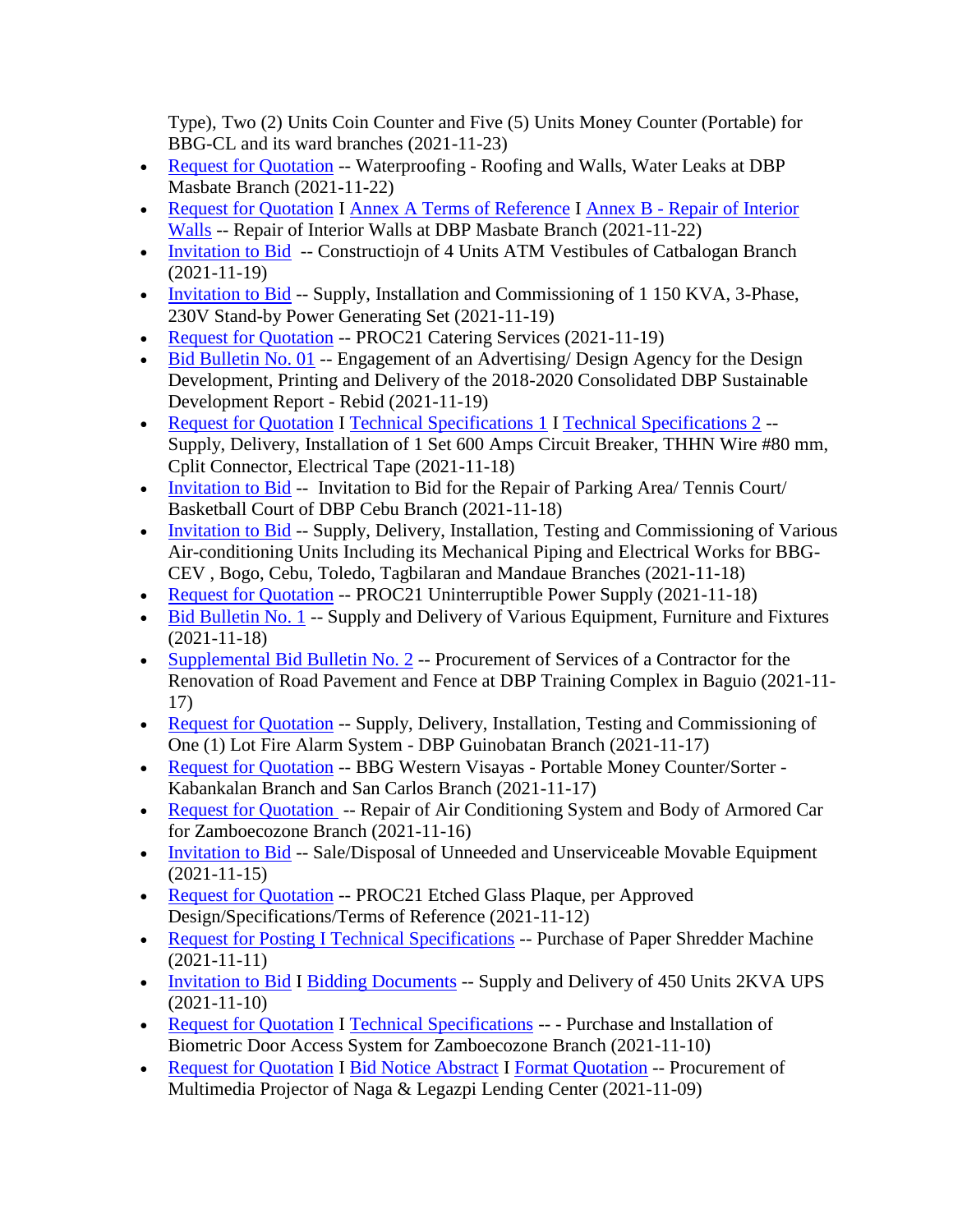Type), Two (2) Units Coin Counter and Five (5) Units Money Counter (Portable) for BBG-CL and its ward branches (2021-11-23)

- Request for Quotation -- Waterproofing - Roofing and Walls, Water Leaks at DBP Masbate Branch (2021-11-22)
- Request for Quotation I Annex A Terms of Reference I Annex B - Repair of Interior Walls -- Repair of Interior Walls at DBP Masbate Branch (2021-11-22)
- Invitation to Bid -- Constructiojn of 4 Units ATM Vestibules of Catbalogan Branch (2021-11-19)
- Invitation to Bid -- Supply, Installation and Commissioning of 1 150 KVA, 3-Phase, 230V Stand-by Power Generating Set (2021-11-19)
- Request for Quotation -- PROC21 Catering Services (2021-11-19)
- Bid Bulletin No. 01 -- Engagement of an Advertising/ Design Agency for the Design Development, Printing and Delivery of the 2018-2020 Consolidated DBP Sustainable Development Report - Rebid (2021-11-19)
- Request for Quotation I Technical Specifications 1 I Technical Specifications 2 -- Supply, Delivery, Installation of 1 Set 600 Amps Circuit Breaker, THHN Wire #80 mm, Cplit Connector, Electrical Tape (2021-11-18)
- Invitation to Bid -- Invitation to Bid for the Repair of Parking Area/ Tennis Court/ Basketball Court of DBP Cebu Branch (2021-11-18)
- Invitation to Bid -- Supply, Delivery, Installation, Testing and Commissioning of Various Air-conditioning Units Including its Mechanical Piping and Electrical Works for BBG-CEV , Bogo, Cebu, Toledo, Tagbilaran and Mandaue Branches (2021-11-18)
- Request for Quotation -- PROC21 Uninterruptible Power Supply (2021-11-18)
- Bid Bulletin No. 1 -- Supply and Delivery of Various Equipment, Furniture and Fixtures (2021-11-18)
- Supplemental Bid Bulletin No. 2 -- Procurement of Services of a Contractor for the Renovation of Road Pavement and Fence at DBP Training Complex in Baguio (2021-11-17)
- Request for Quotation -- Supply, Delivery, Installation, Testing and Commissioning of One (1) Lot Fire Alarm System - DBP Guinobatan Branch (2021-11-17)
- Request for Quotation -- BBG Western Visayas - Portable Money Counter/Sorter - Kabankalan Branch and San Carlos Branch (2021-11-17)
- Request for Quotation -- Repair of Air Conditioning System and Body of Armored Car for Zamboecozone Branch (2021-11-16)
- Invitation to Bid -- Sale/Disposal of Unneeded and Unserviceable Movable Equipment (2021-11-15)
- Request for Quotation -- PROC21 Etched Glass Plaque, per Approved Design/Specifications/Terms of Reference (2021-11-12)
- Request for Posting I Technical Specifications -- Purchase of Paper Shredder Machine (2021-11-11)
- Invitation to Bid I Bidding Documents -- Supply and Delivery of 450 Units 2KVA UPS (2021-11-10)
- Request for Quotation I Technical Specifications -- - Purchase and lnstallation of Biometric Door Access System for Zamboecozone Branch (2021-11-10)
- Request for Quotation I Bid Notice Abstract I Format Quotation -- Procurement of Multimedia Projector of Naga & Legazpi Lending Center (2021-11-09)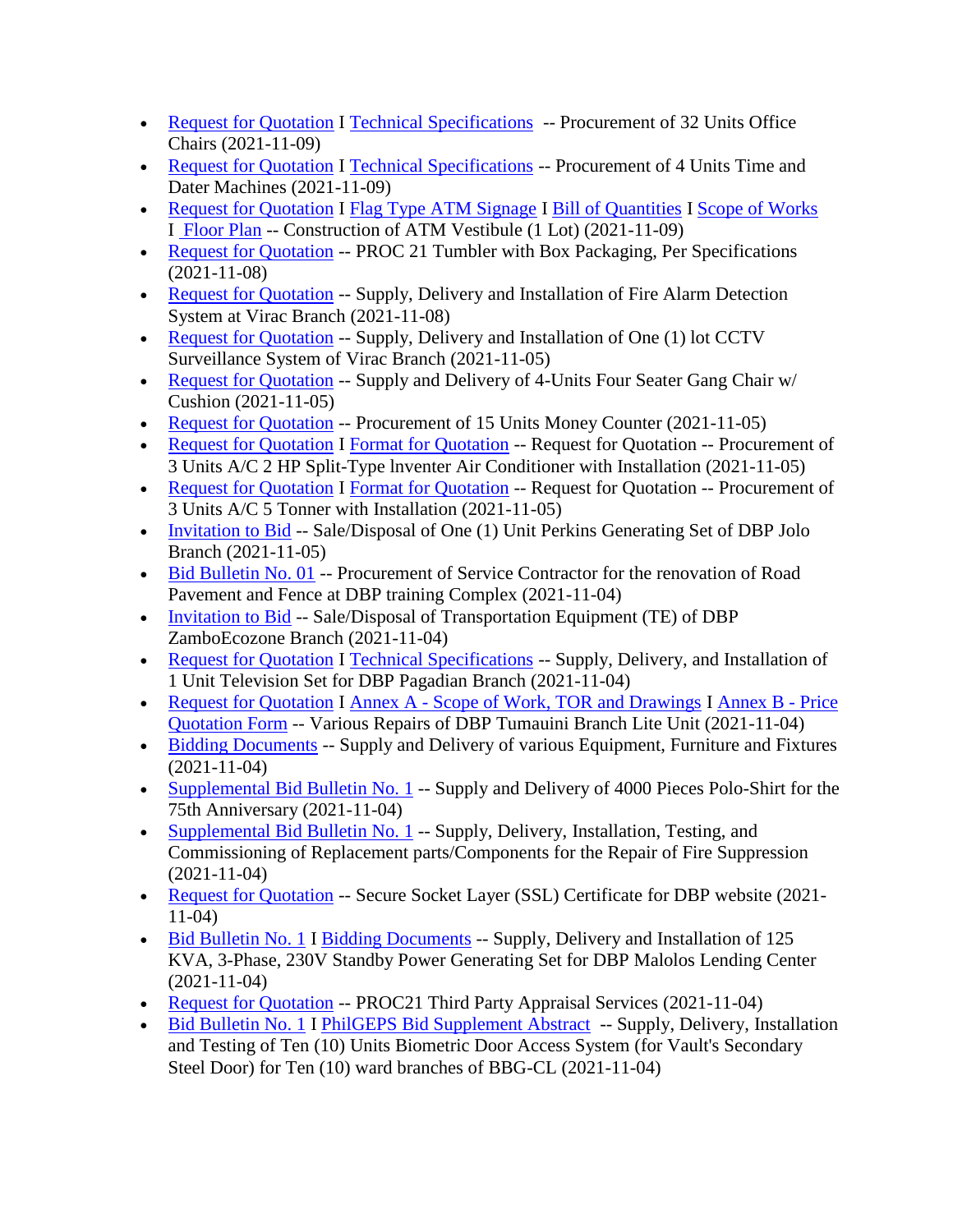- Request for Quotation I Technical Specifications -- Procurement of 32 Units Office Chairs (2021-11-09)
- Request for Quotation I Technical Specifications -- Procurement of 4 Units Time and Dater Machines (2021-11-09)
- Request for Quotation I Flag Type ATM Signage I Bill of Quantities I Scope of Works I Floor Plan -- Construction of ATM Vestibule (1 Lot) (2021-11-09)
- Request for Quotation -- PROC 21 Tumbler with Box Packaging, Per Specifications (2021-11-08)
- Request for Quotation -- Supply, Delivery and Installation of Fire Alarm Detection System at Virac Branch (2021-11-08)
- Request for Quotation -- Supply, Delivery and Installation of One (1) lot CCTV Surveillance System of Virac Branch (2021-11-05)
- Request for Quotation -- Supply and Delivery of 4-Units Four Seater Gang Chair w/ Cushion (2021-11-05)
- Request for Quotation -- Procurement of 15 Units Money Counter (2021-11-05)
- Request for Quotation I Format for Quotation -- Request for Quotation -- Procurement of 3 Units A/C 2 HP Split-Type lnventer Air Conditioner with Installation (2021-11-05)
- Request for Quotation I Format for Quotation -- Request for Quotation -- Procurement of 3 Units A/C 5 Tonner with Installation (2021-11-05)
- Invitation to Bid -- Sale/Disposal of One (1) Unit Perkins Generating Set of DBP Jolo Branch (2021-11-05)
- Bid Bulletin No. 01 -- Procurement of Service Contractor for the renovation of Road Pavement and Fence at DBP training Complex (2021-11-04)
- Invitation to Bid -- Sale/Disposal of Transportation Equipment (TE) of DBP ZamboEcozone Branch (2021-11-04)
- Request for Quotation I Technical Specifications -- Supply, Delivery, and Installation of 1 Unit Television Set for DBP Pagadian Branch (2021-11-04)
- Request for Quotation I Annex A - Scope of Work, TOR and Drawings I Annex B - Price Quotation Form -- Various Repairs of DBP Tumauini Branch Lite Unit (2021-11-04)
- Bidding Documents -- Supply and Delivery of various Equipment, Furniture and Fixtures (2021-11-04)
- Supplemental Bid Bulletin No. 1 -- Supply and Delivery of 4000 Pieces Polo-Shirt for the 75th Anniversary (2021-11-04)
- Supplemental Bid Bulletin No. 1 -- Supply, Delivery, Installation, Testing, and Commissioning of Replacement parts/Components for the Repair of Fire Suppression (2021-11-04)
- Request for Quotation -- Secure Socket Layer (SSL) Certificate for DBP website (2021-11-04)
- Bid Bulletin No. 1 I Bidding Documents -- Supply, Delivery and Installation of 125 KVA, 3-Phase, 230V Standby Power Generating Set for DBP Malolos Lending Center (2021-11-04)
- Request for Quotation -- PROC21 Third Party Appraisal Services (2021-11-04)
- Bid Bulletin No. 1 I PhilGEPS Bid Supplement Abstract -- Supply, Delivery, Installation and Testing of Ten (10) Units Biometric Door Access System (for Vault's Secondary Steel Door) for Ten (10) ward branches of BBG-CL (2021-11-04)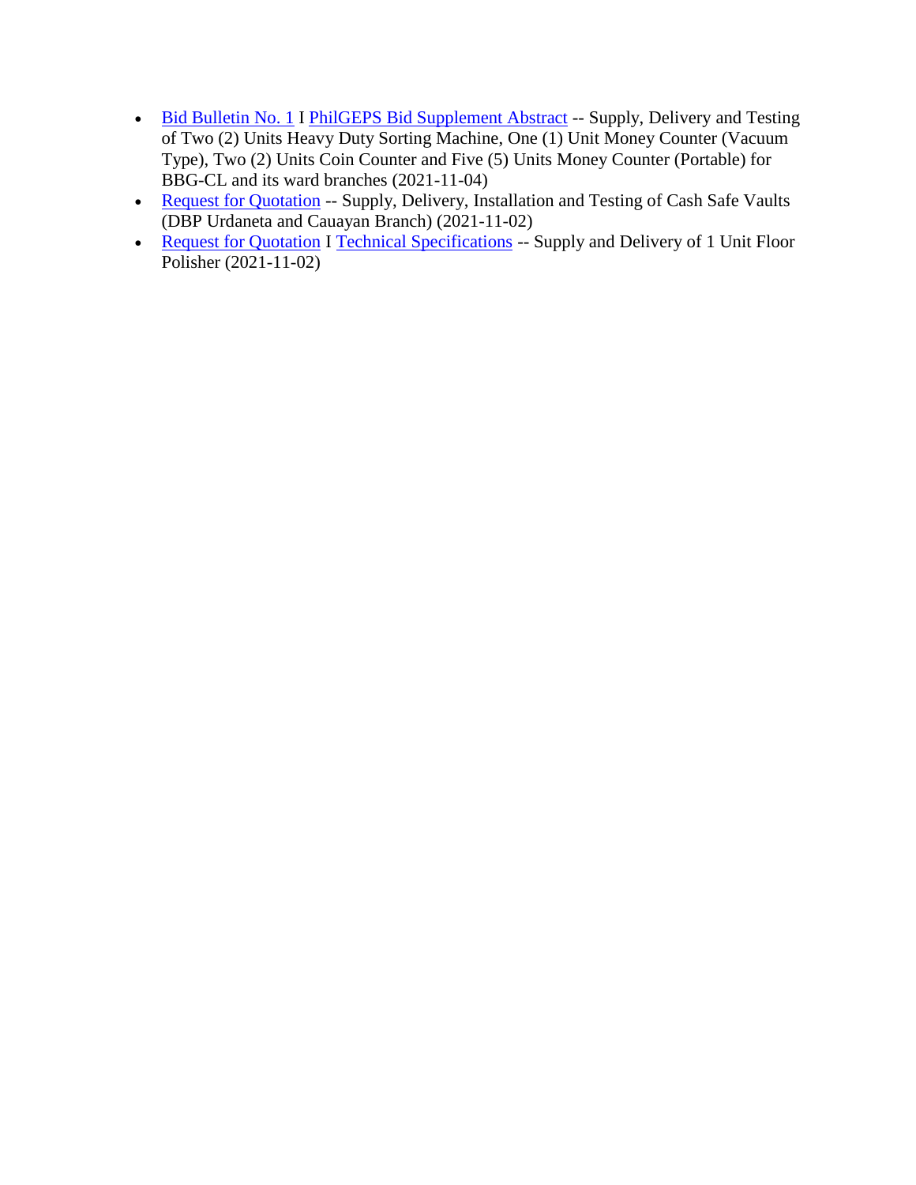- Bid Bulletin No. 1 I PhilGEPS Bid Supplement Abstract -- Supply, Delivery and Testing of Two (2) Units Heavy Duty Sorting Machine, One (1) Unit Money Counter (Vacuum Type), Two (2) Units Coin Counter and Five (5) Units Money Counter (Portable) for BBG-CL and its ward branches (2021-11-04)
- Request for Quotation -- Supply, Delivery, Installation and Testing of Cash Safe Vaults (DBP Urdaneta and Cauayan Branch) (2021-11-02)
- Request for Quotation I Technical Specifications -- Supply and Delivery of 1 Unit Floor Polisher (2021-11-02)